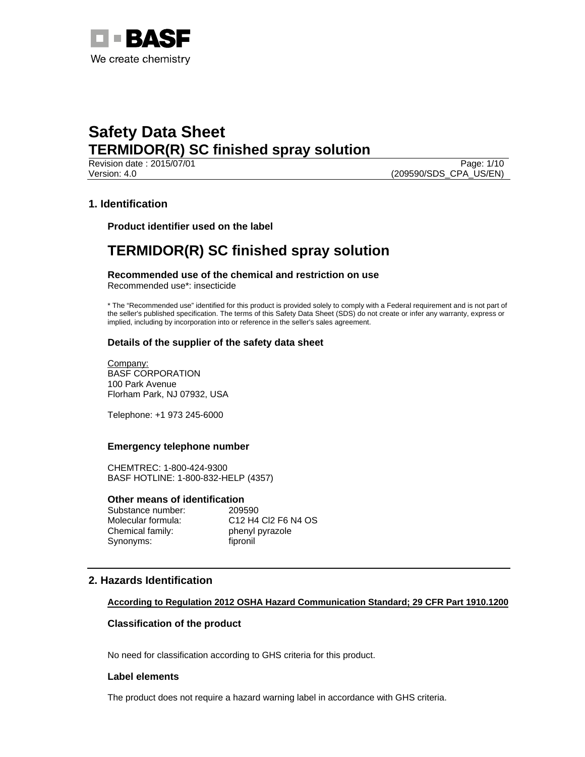BASF

We create chemistry

# Safety Data Sheet
## TERMIDOR(R) SC finished spray solution

Revision date : 2015/07/01

Version: 4.0

(209590/SDS_CPA_US/EN)

## 1. Identification

### Product identifier used on the label

# TERMIDOR(R) SC finished spray solution

### Recommended use of the chemical and restriction on use

Recommended use*: insecticide

* The “Recommended use” identified for this product is provided solely to comply with a Federal requirement and is not part of the seller's published specification. The terms of this Safety Data Sheet (SDS) do not create or infer any warranty, express or implied, including by incorporation into or reference in the seller's sales agreement.

### Details of the supplier of the safety data sheet

Company:
BASF CORPORATION
100 Park Avenue
Florham Park, NJ 07932, USA

Telephone: +1 973 245-6000

### Emergency telephone number

CHEMTREC: 1-800-424-9300
BASF HOTLINE: 1-800-832-HELP (4357)

### Other means of identification

| | |
|---|---|
| Substance number: | 209590 |
| Molecular formula: | C12 H4 Cl2 F6 N4 OS |
| Chemical family: | phenyl pyrazole |
| Synonyms: | fipronil |

## 2. Hazards Identification

**According to Regulation 2012 OSHA Hazard Communication Standard; 29 CFR Part 1910.1200**

### Classification of the product

No need for classification according to GHS criteria for this product.

### Label elements

The product does not require a hazard warning label in accordance with GHS criteria.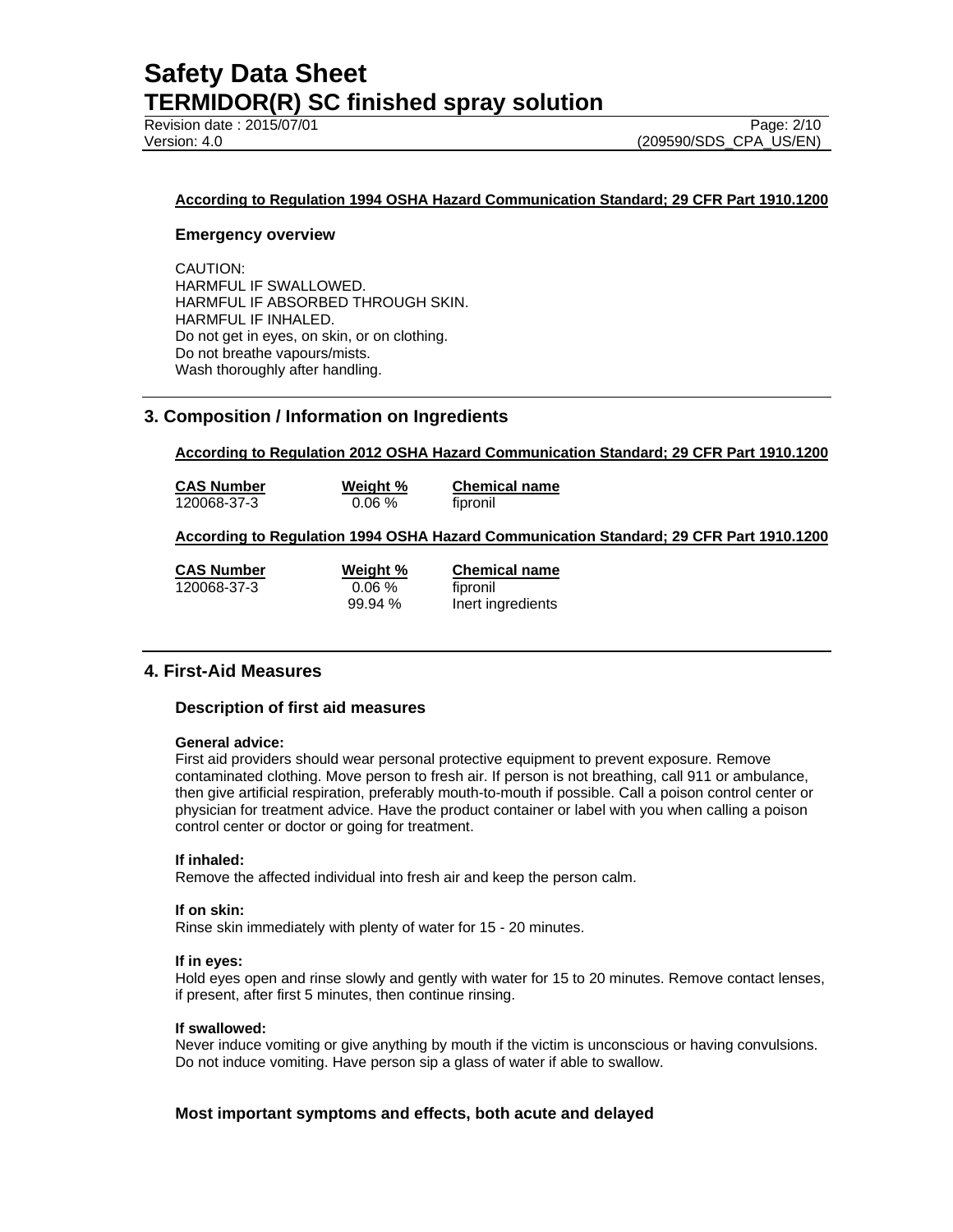**According to Regulation 1994 OSHA Hazard Communication Standard; 29 CFR Part 1910.1200**

### Emergency overview

CAUTION:
HARMFUL IF SWALLOWED.
HARMFUL IF ABSORBED THROUGH SKIN.
HARMFUL IF INHALED.
Do not get in eyes, on skin, or on clothing.
Do not breathe vapours/mists.
Wash thoroughly after handling.

## 3. Composition / Information on Ingredients

**According to Regulation 2012 OSHA Hazard Communication Standard; 29 CFR Part 1910.1200**

| CAS Number | Weight % | Chemical name |
|---|---|---|
| 120068-37-3 | 0.06 % | fipronil |

**According to Regulation 1994 OSHA Hazard Communication Standard; 29 CFR Part 1910.1200**

| CAS Number | Weight % | Chemical name |
|---|---|---|
| 120068-37-3 | 0.06 % | fipronil |
| | 99.94 % | Inert ingredients |

## 4. First-Aid Measures

### Description of first aid measures

**General advice:**
First aid providers should wear personal protective equipment to prevent exposure. Remove contaminated clothing. Move person to fresh air. If person is not breathing, call 911 or ambulance, then give artificial respiration, preferably mouth-to-mouth if possible. Call a poison control center or physician for treatment advice. Have the product container or label with you when calling a poison control center or doctor or going for treatment.

**If inhaled:**
Remove the affected individual into fresh air and keep the person calm.

**If on skin:**
Rinse skin immediately with plenty of water for 15 - 20 minutes.

**If in eyes:**
Hold eyes open and rinse slowly and gently with water for 15 to 20 minutes. Remove contact lenses, if present, after first 5 minutes, then continue rinsing.

**If swallowed:**
Never induce vomiting or give anything by mouth if the victim is unconscious or having convulsions. Do not induce vomiting. Have person sip a glass of water if able to swallow.

### Most important symptoms and effects, both acute and delayed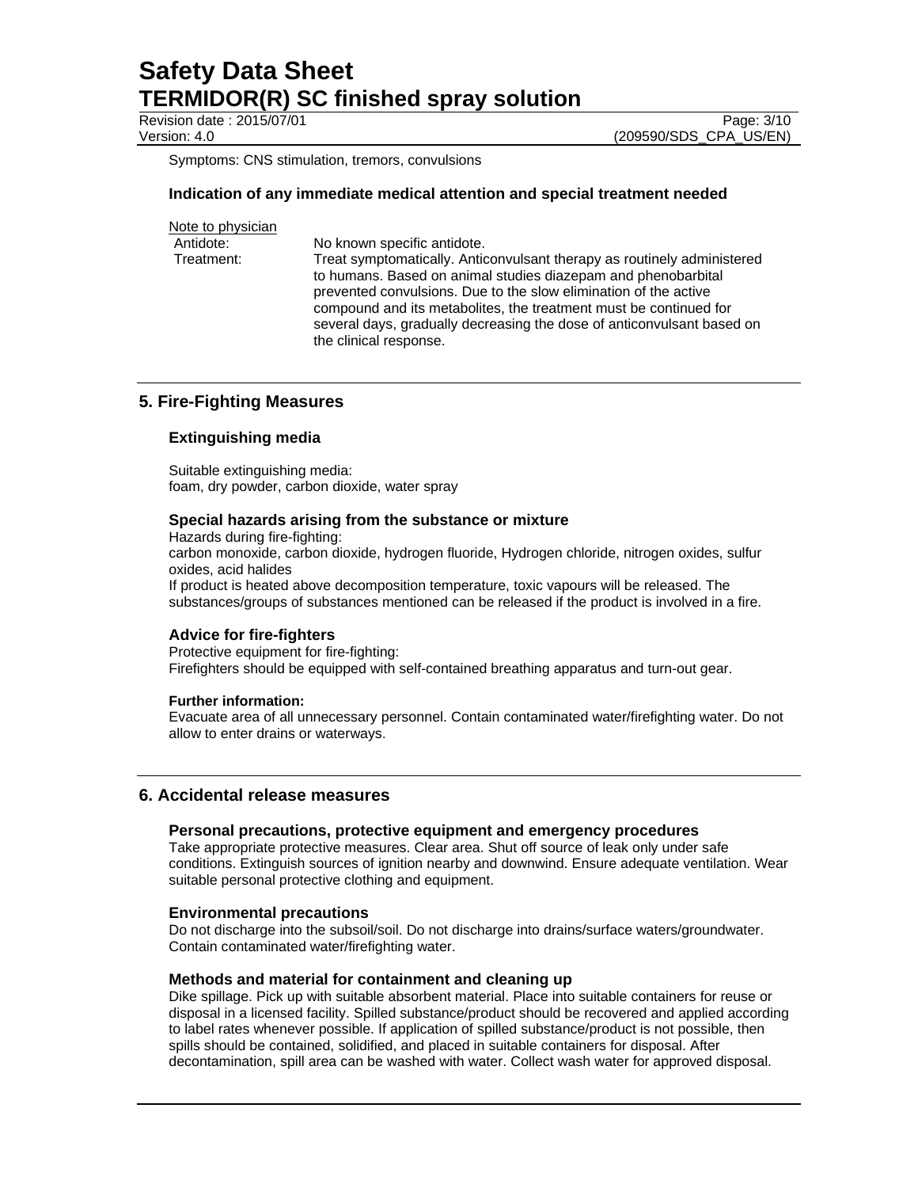Symptoms: CNS stimulation, tremors, convulsions

### Indication of any immediate medical attention and special treatment needed

Note to physician

| | |
|---|---|
| Antidote: | No known specific antidote. |
| Treatment: | Treat symptomatically. Anticonvulsant therapy as routinely administered to humans. Based on animal studies diazepam and phenobarbital prevented convulsions. Due to the slow elimination of the active compound and its metabolites, the treatment must be continued for several days, gradually decreasing the dose of anticonvulsant based on the clinical response. |

## 5. Fire-Fighting Measures

### Extinguishing media

Suitable extinguishing media:
foam, dry powder, carbon dioxide, water spray

### Special hazards arising from the substance or mixture

Hazards during fire-fighting:
carbon monoxide, carbon dioxide, hydrogen fluoride, Hydrogen chloride, nitrogen oxides, sulfur oxides, acid halides
If product is heated above decomposition temperature, toxic vapours will be released. The substances/groups of substances mentioned can be released if the product is involved in a fire.

### Advice for fire-fighters

Protective equipment for fire-fighting:
Firefighters should be equipped with self-contained breathing apparatus and turn-out gear.

**Further information:**
Evacuate area of all unnecessary personnel. Contain contaminated water/firefighting water. Do not allow to enter drains or waterways.

## 6. Accidental release measures

### Personal precautions, protective equipment and emergency procedures

Take appropriate protective measures. Clear area. Shut off source of leak only under safe conditions. Extinguish sources of ignition nearby and downwind. Ensure adequate ventilation. Wear suitable personal protective clothing and equipment.

### Environmental precautions

Do not discharge into the subsoil/soil. Do not discharge into drains/surface waters/groundwater. Contain contaminated water/firefighting water.

### Methods and material for containment and cleaning up

Dike spillage. Pick up with suitable absorbent material. Place into suitable containers for reuse or disposal in a licensed facility. Spilled substance/product should be recovered and applied according to label rates whenever possible. If application of spilled substance/product is not possible, then spills should be contained, solidified, and placed in suitable containers for disposal. After decontamination, spill area can be washed with water. Collect wash water for approved disposal.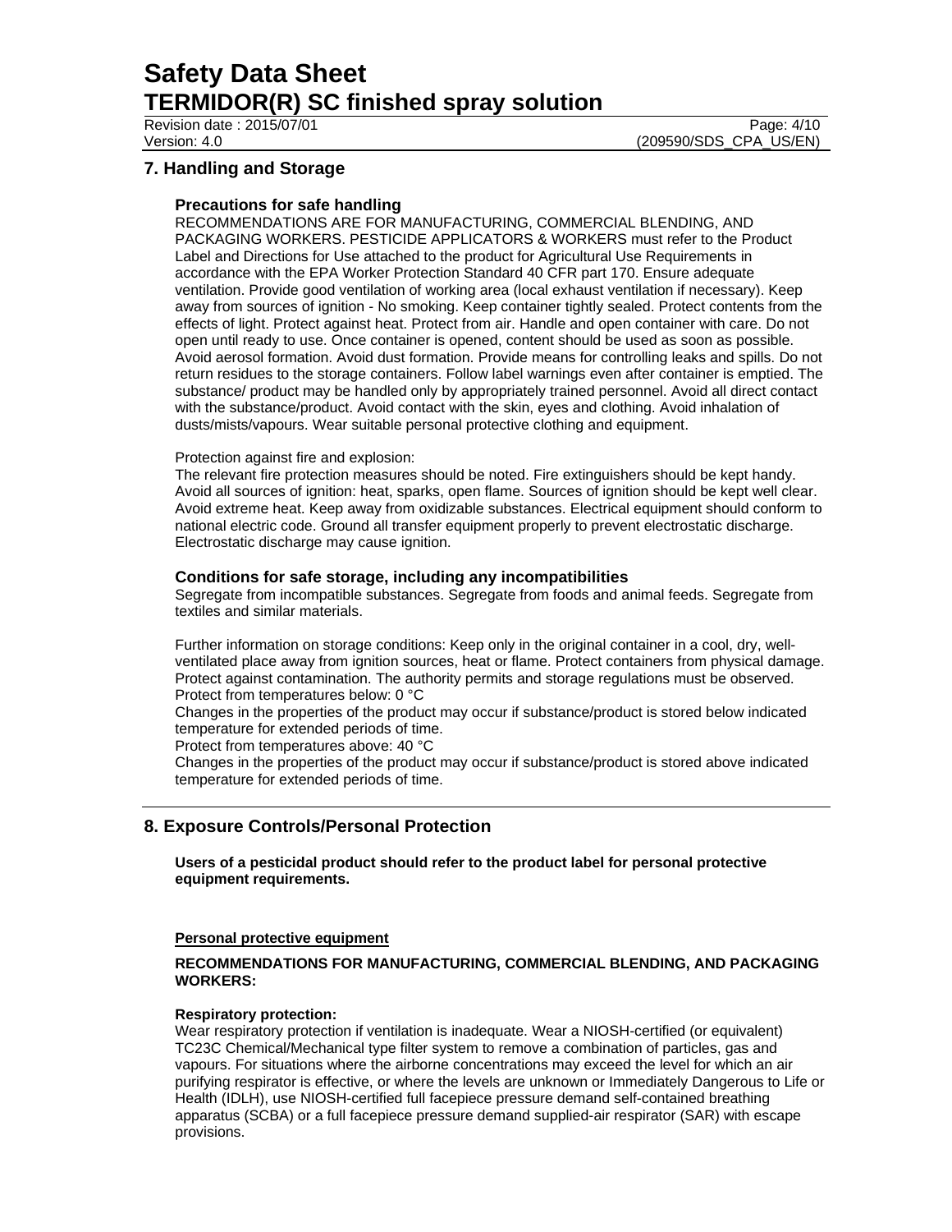## 7. Handling and Storage

### Precautions for safe handling

RECOMMENDATIONS ARE FOR MANUFACTURING, COMMERCIAL BLENDING, AND PACKAGING WORKERS. PESTICIDE APPLICATORS & WORKERS must refer to the Product Label and Directions for Use attached to the product for Agricultural Use Requirements in accordance with the EPA Worker Protection Standard 40 CFR part 170. Ensure adequate ventilation. Provide good ventilation of working area (local exhaust ventilation if necessary). Keep away from sources of ignition - No smoking. Keep container tightly sealed. Protect contents from the effects of light. Protect against heat. Protect from air. Handle and open container with care. Do not open until ready to use. Once container is opened, content should be used as soon as possible. Avoid aerosol formation. Avoid dust formation. Provide means for controlling leaks and spills. Do not return residues to the storage containers. Follow label warnings even after container is emptied. The substance/ product may be handled only by appropriately trained personnel. Avoid all direct contact with the substance/product. Avoid contact with the skin, eyes and clothing. Avoid inhalation of dusts/mists/vapours. Wear suitable personal protective clothing and equipment.

Protection against fire and explosion:
The relevant fire protection measures should be noted. Fire extinguishers should be kept handy. Avoid all sources of ignition: heat, sparks, open flame. Sources of ignition should be kept well clear. Avoid extreme heat. Keep away from oxidizable substances. Electrical equipment should conform to national electric code. Ground all transfer equipment properly to prevent electrostatic discharge. Electrostatic discharge may cause ignition.

### Conditions for safe storage, including any incompatibilities

Segregate from incompatible substances. Segregate from foods and animal feeds. Segregate from textiles and similar materials.

Further information on storage conditions: Keep only in the original container in a cool, dry, well-ventilated place away from ignition sources, heat or flame. Protect containers from physical damage. Protect against contamination. The authority permits and storage regulations must be observed.
Protect from temperatures below: 0 °C
Changes in the properties of the product may occur if substance/product is stored below indicated temperature for extended periods of time.
Protect from temperatures above: 40 °C
Changes in the properties of the product may occur if substance/product is stored above indicated temperature for extended periods of time.

## 8. Exposure Controls/Personal Protection

**Users of a pesticidal product should refer to the product label for personal protective equipment requirements.**

**Personal protective equipment**

**RECOMMENDATIONS FOR MANUFACTURING, COMMERCIAL BLENDING, AND PACKAGING WORKERS:**

**Respiratory protection:**
Wear respiratory protection if ventilation is inadequate. Wear a NIOSH-certified (or equivalent) TC23C Chemical/Mechanical type filter system to remove a combination of particles, gas and vapours. For situations where the airborne concentrations may exceed the level for which an air purifying respirator is effective, or where the levels are unknown or Immediately Dangerous to Life or Health (IDLH), use NIOSH-certified full facepiece pressure demand self-contained breathing apparatus (SCBA) or a full facepiece pressure demand supplied-air respirator (SAR) with escape provisions.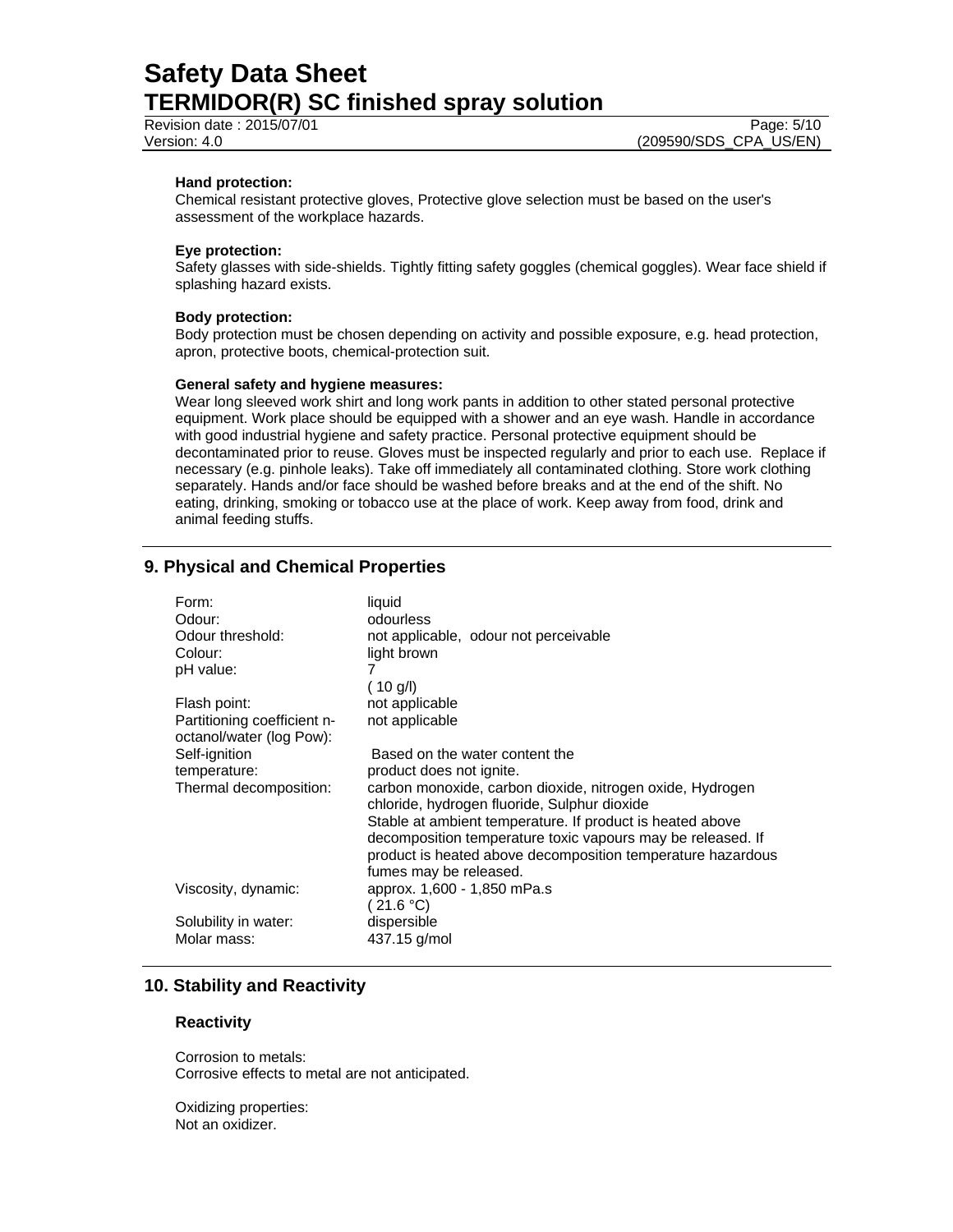**Hand protection:**
Chemical resistant protective gloves, Protective glove selection must be based on the user's assessment of the workplace hazards.

**Eye protection:**
Safety glasses with side-shields. Tightly fitting safety goggles (chemical goggles). Wear face shield if splashing hazard exists.

**Body protection:**
Body protection must be chosen depending on activity and possible exposure, e.g. head protection, apron, protective boots, chemical-protection suit.

**General safety and hygiene measures:**
Wear long sleeved work shirt and long work pants in addition to other stated personal protective equipment. Work place should be equipped with a shower and an eye wash. Handle in accordance with good industrial hygiene and safety practice. Personal protective equipment should be decontaminated prior to reuse. Gloves must be inspected regularly and prior to each use. Replace if necessary (e.g. pinhole leaks). Take off immediately all contaminated clothing. Store work clothing separately. Hands and/or face should be washed before breaks and at the end of the shift. No eating, drinking, smoking or tobacco use at the place of work. Keep away from food, drink and animal feeding stuffs.

## 9. Physical and Chemical Properties

| | |
|---|---|
| Form: | liquid |
| Odour: | odourless |
| Odour threshold: | not applicable, odour not perceivable |
| Colour: | light brown |
| pH value: | 7<br>( 10 g/l) |
| Flash point: | not applicable |
| Partitioning coefficient n-octanol/water (log Pow): | not applicable |
| Self-ignition temperature: | Based on the water content the product does not ignite. |
| Thermal decomposition: | carbon monoxide, carbon dioxide, nitrogen oxide, Hydrogen chloride, hydrogen fluoride, Sulphur dioxide<br>Stable at ambient temperature. If product is heated above decomposition temperature toxic vapours may be released. If product is heated above decomposition temperature hazardous fumes may be released. |
| Viscosity, dynamic: | approx. 1,600 - 1,850 mPa.s<br>( 21.6 °C) |
| Solubility in water: | dispersible |
| Molar mass: | 437.15 g/mol |

## 10. Stability and Reactivity

### Reactivity

Corrosion to metals:
Corrosive effects to metal are not anticipated.

Oxidizing properties:
Not an oxidizer.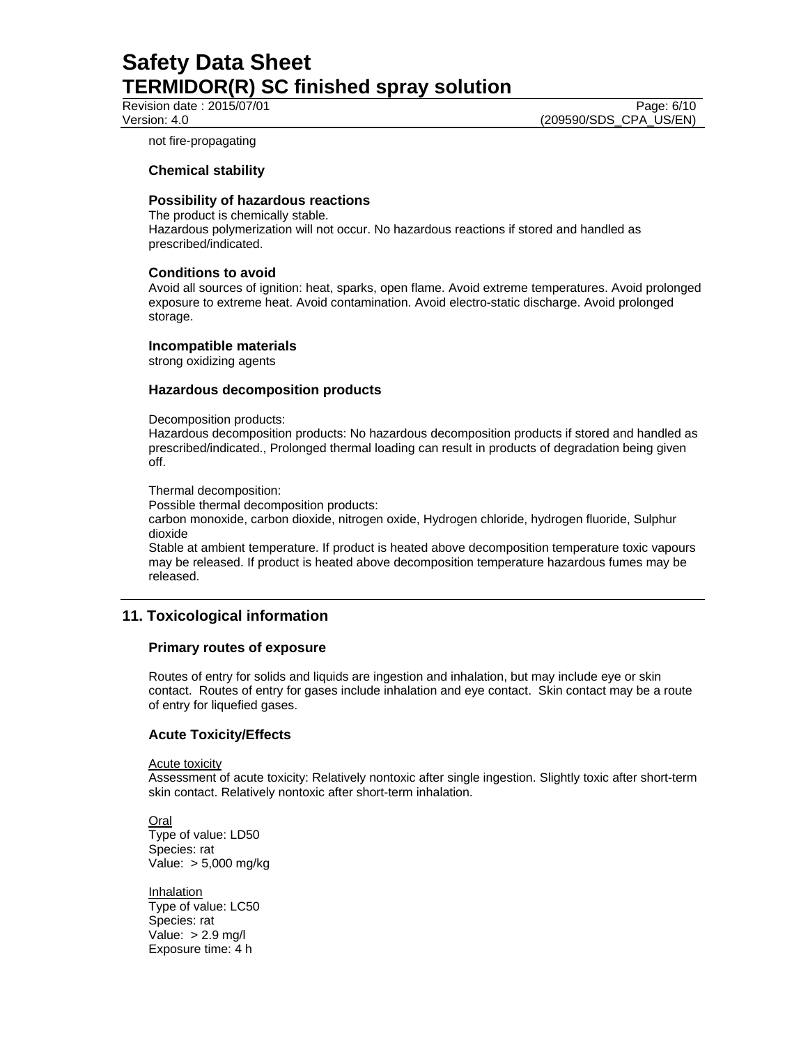not fire-propagating

### Chemical stability

### Possibility of hazardous reactions

The product is chemically stable.
Hazardous polymerization will not occur. No hazardous reactions if stored and handled as prescribed/indicated.

### Conditions to avoid

Avoid all sources of ignition: heat, sparks, open flame. Avoid extreme temperatures. Avoid prolonged exposure to extreme heat. Avoid contamination. Avoid electro-static discharge. Avoid prolonged storage.

### Incompatible materials

strong oxidizing agents

### Hazardous decomposition products

Decomposition products:
Hazardous decomposition products: No hazardous decomposition products if stored and handled as prescribed/indicated., Prolonged thermal loading can result in products of degradation being given off.

Thermal decomposition:
Possible thermal decomposition products:
carbon monoxide, carbon dioxide, nitrogen oxide, Hydrogen chloride, hydrogen fluoride, Sulphur dioxide
Stable at ambient temperature. If product is heated above decomposition temperature toxic vapours may be released. If product is heated above decomposition temperature hazardous fumes may be released.

## 11. Toxicological information

### Primary routes of exposure

Routes of entry for solids and liquids are ingestion and inhalation, but may include eye or skin contact. Routes of entry for gases include inhalation and eye contact. Skin contact may be a route of entry for liquefied gases.

### Acute Toxicity/Effects

Acute toxicity
Assessment of acute toxicity: Relatively nontoxic after single ingestion. Slightly toxic after short-term skin contact. Relatively nontoxic after short-term inhalation.

Oral
Type of value: LD50
Species: rat
Value: > 5,000 mg/kg

Inhalation
Type of value: LC50
Species: rat
Value: > 2.9 mg/l
Exposure time: 4 h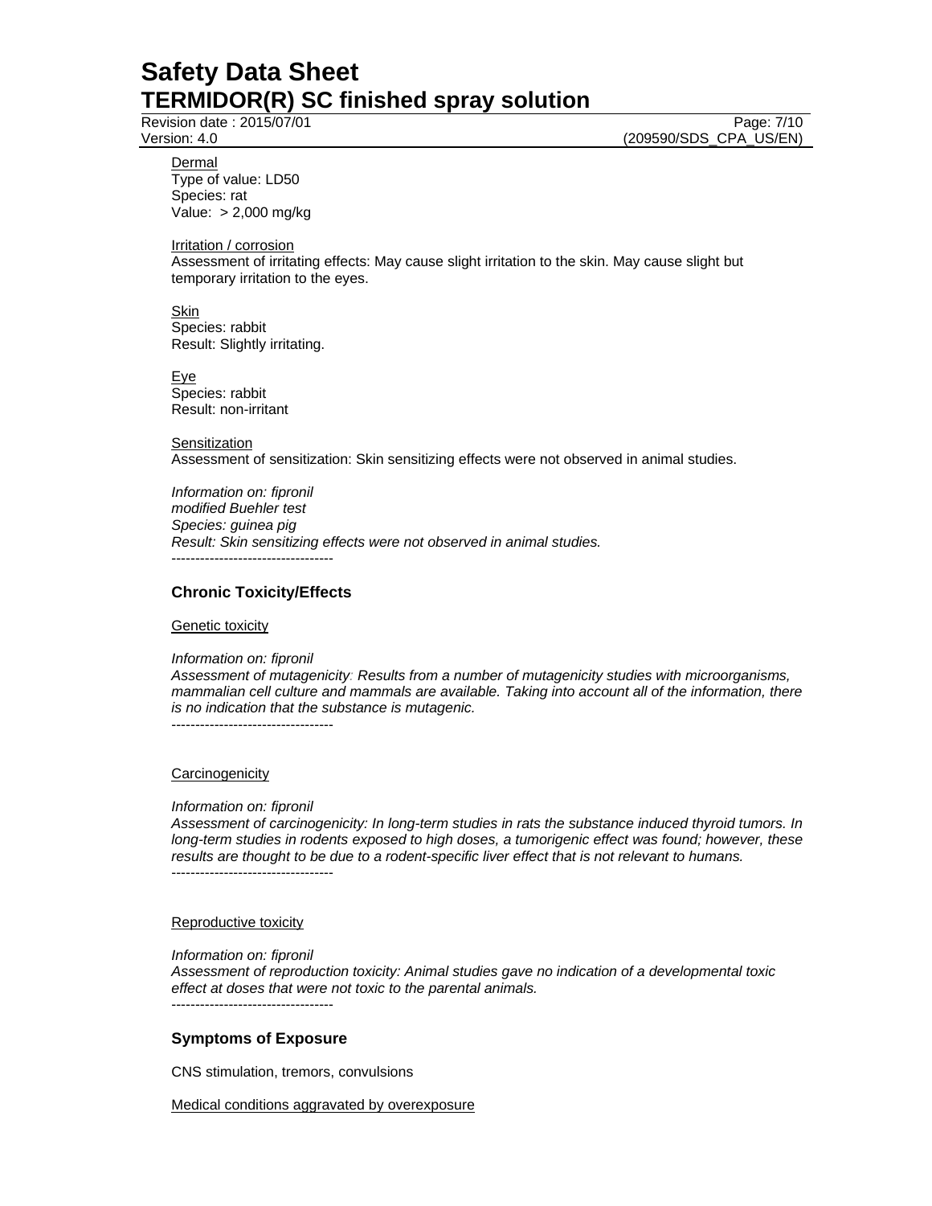Dermal
Type of value: LD50
Species: rat
Value: > 2,000 mg/kg

Irritation / corrosion
Assessment of irritating effects: May cause slight irritation to the skin. May cause slight but temporary irritation to the eyes.

Skin
Species: rabbit
Result: Slightly irritating.

Eye
Species: rabbit
Result: non-irritant

Sensitization
Assessment of sensitization: Skin sensitizing effects were not observed in animal studies.

*Information on: fipronil*
*modified Buehler test*
*Species: guinea pig*
*Result: Skin sensitizing effects were not observed in animal studies.*
----------------------------------

### Chronic Toxicity/Effects

Genetic toxicity

*Information on: fipronil*
*Assessment of mutagenicity: Results from a number of mutagenicity studies with microorganisms, mammalian cell culture and mammals are available. Taking into account all of the information, there is no indication that the substance is mutagenic.*
----------------------------------

Carcinogenicity

*Information on: fipronil*
*Assessment of carcinogenicity: In long-term studies in rats the substance induced thyroid tumors. In long-term studies in rodents exposed to high doses, a tumorigenic effect was found; however, these results are thought to be due to a rodent-specific liver effect that is not relevant to humans.*
----------------------------------

Reproductive toxicity

*Information on: fipronil*
*Assessment of reproduction toxicity: Animal studies gave no indication of a developmental toxic effect at doses that were not toxic to the parental animals.*
----------------------------------

### Symptoms of Exposure

CNS stimulation, tremors, convulsions

Medical conditions aggravated by overexposure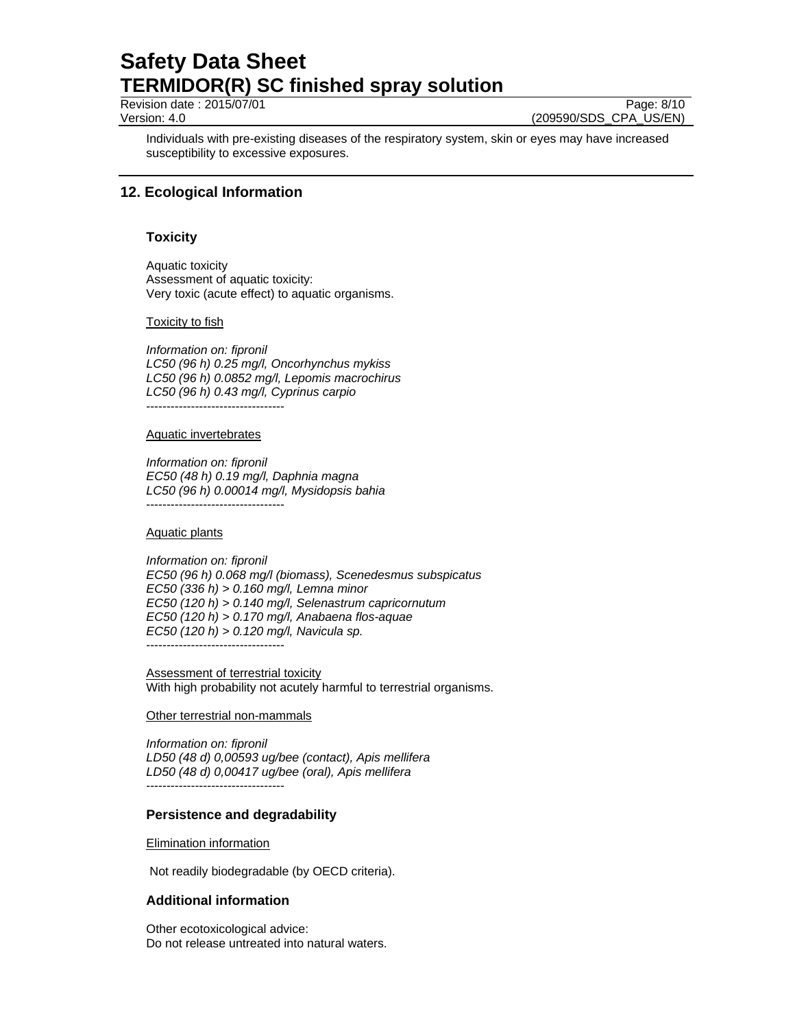Individuals with pre-existing diseases of the respiratory system, skin or eyes may have increased susceptibility to excessive exposures.

## 12. Ecological Information

### Toxicity

Aquatic toxicity
Assessment of aquatic toxicity:
Very toxic (acute effect) to aquatic organisms.

Toxicity to fish

*Information on: fipronil*
*LC50 (96 h) 0.25 mg/l, Oncorhynchus mykiss*
*LC50 (96 h) 0.0852 mg/l, Lepomis macrochirus*
*LC50 (96 h) 0.43 mg/l, Cyprinus carpio*
----------------------------------

Aquatic invertebrates

*Information on: fipronil*
*EC50 (48 h) 0.19 mg/l, Daphnia magna*
*LC50 (96 h) 0.00014 mg/l, Mysidopsis bahia*
----------------------------------

Aquatic plants

*Information on: fipronil*
*EC50 (96 h) 0.068 mg/l (biomass), Scenedesmus subspicatus*
*EC50 (336 h) > 0.160 mg/l, Lemna minor*
*EC50 (120 h) > 0.140 mg/l, Selenastrum capricornutum*
*EC50 (120 h) > 0.170 mg/l, Anabaena flos-aquae*
*EC50 (120 h) > 0.120 mg/l, Navicula sp.*
----------------------------------

Assessment of terrestrial toxicity
With high probability not acutely harmful to terrestrial organisms.

Other terrestrial non-mammals

*Information on: fipronil*
*LD50 (48 d) 0,00593 ug/bee (contact), Apis mellifera*
*LD50 (48 d) 0,00417 ug/bee (oral), Apis mellifera*
----------------------------------

### Persistence and degradability

Elimination information

Not readily biodegradable (by OECD criteria).

### Additional information

Other ecotoxicological advice:
Do not release untreated into natural waters.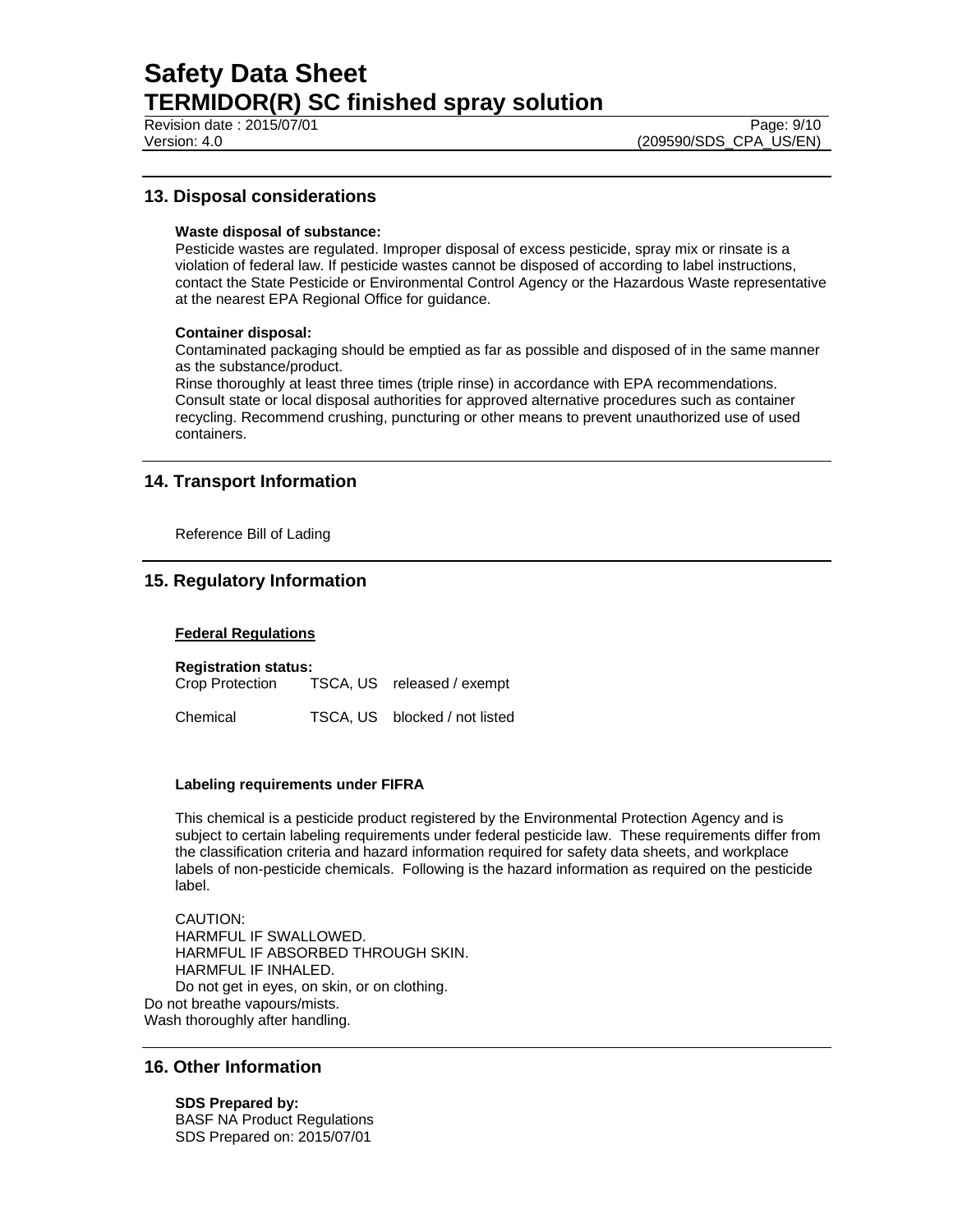## 13. Disposal considerations

**Waste disposal of substance:**
Pesticide wastes are regulated. Improper disposal of excess pesticide, spray mix or rinsate is a violation of federal law. If pesticide wastes cannot be disposed of according to label instructions, contact the State Pesticide or Environmental Control Agency or the Hazardous Waste representative at the nearest EPA Regional Office for guidance.

**Container disposal:**
Contaminated packaging should be emptied as far as possible and disposed of in the same manner as the substance/product.
Rinse thoroughly at least three times (triple rinse) in accordance with EPA recommendations.
Consult state or local disposal authorities for approved alternative procedures such as container recycling. Recommend crushing, puncturing or other means to prevent unauthorized use of used containers.

## 14. Transport Information

Reference Bill of Lading

## 15. Regulatory Information

**Federal Regulations**

**Registration status:**

| | | |
|---|---|---|
| Crop Protection | TSCA, US | released / exempt |
| Chemical | TSCA, US | blocked / not listed |

**Labeling requirements under FIFRA**

This chemical is a pesticide product registered by the Environmental Protection Agency and is subject to certain labeling requirements under federal pesticide law. These requirements differ from the classification criteria and hazard information required for safety data sheets, and workplace labels of non-pesticide chemicals. Following is the hazard information as required on the pesticide label.

CAUTION:
HARMFUL IF SWALLOWED.
HARMFUL IF ABSORBED THROUGH SKIN.
HARMFUL IF INHALED.
Do not get in eyes, on skin, or on clothing.
Do not breathe vapours/mists.
Wash thoroughly after handling.

## 16. Other Information

**SDS Prepared by:**
BASF NA Product Regulations
SDS Prepared on: 2015/07/01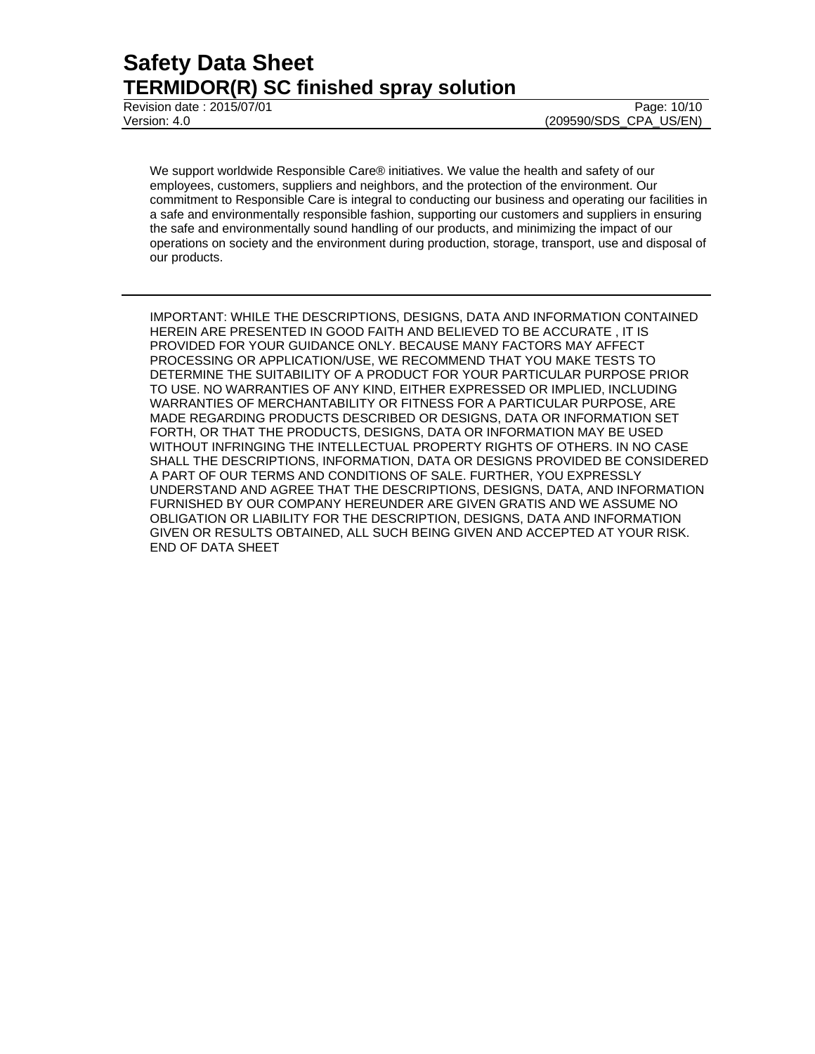We support worldwide Responsible Care® initiatives. We value the health and safety of our employees, customers, suppliers and neighbors, and the protection of the environment. Our commitment to Responsible Care is integral to conducting our business and operating our facilities in a safe and environmentally responsible fashion, supporting our customers and suppliers in ensuring the safe and environmentally sound handling of our products, and minimizing the impact of our operations on society and the environment during production, storage, transport, use and disposal of our products.

---

IMPORTANT: WHILE THE DESCRIPTIONS, DESIGNS, DATA AND INFORMATION CONTAINED HEREIN ARE PRESENTED IN GOOD FAITH AND BELIEVED TO BE ACCURATE , IT IS PROVIDED FOR YOUR GUIDANCE ONLY. BECAUSE MANY FACTORS MAY AFFECT PROCESSING OR APPLICATION/USE, WE RECOMMEND THAT YOU MAKE TESTS TO DETERMINE THE SUITABILITY OF A PRODUCT FOR YOUR PARTICULAR PURPOSE PRIOR TO USE. NO WARRANTIES OF ANY KIND, EITHER EXPRESSED OR IMPLIED, INCLUDING WARRANTIES OF MERCHANTABILITY OR FITNESS FOR A PARTICULAR PURPOSE, ARE MADE REGARDING PRODUCTS DESCRIBED OR DESIGNS, DATA OR INFORMATION SET FORTH, OR THAT THE PRODUCTS, DESIGNS, DATA OR INFORMATION MAY BE USED WITHOUT INFRINGING THE INTELLECTUAL PROPERTY RIGHTS OF OTHERS. IN NO CASE SHALL THE DESCRIPTIONS, INFORMATION, DATA OR DESIGNS PROVIDED BE CONSIDERED A PART OF OUR TERMS AND CONDITIONS OF SALE. FURTHER, YOU EXPRESSLY UNDERSTAND AND AGREE THAT THE DESCRIPTIONS, DESIGNS, DATA, AND INFORMATION FURNISHED BY OUR COMPANY HEREUNDER ARE GIVEN GRATIS AND WE ASSUME NO OBLIGATION OR LIABILITY FOR THE DESCRIPTION, DESIGNS, DATA AND INFORMATION GIVEN OR RESULTS OBTAINED, ALL SUCH BEING GIVEN AND ACCEPTED AT YOUR RISK.
END OF DATA SHEET